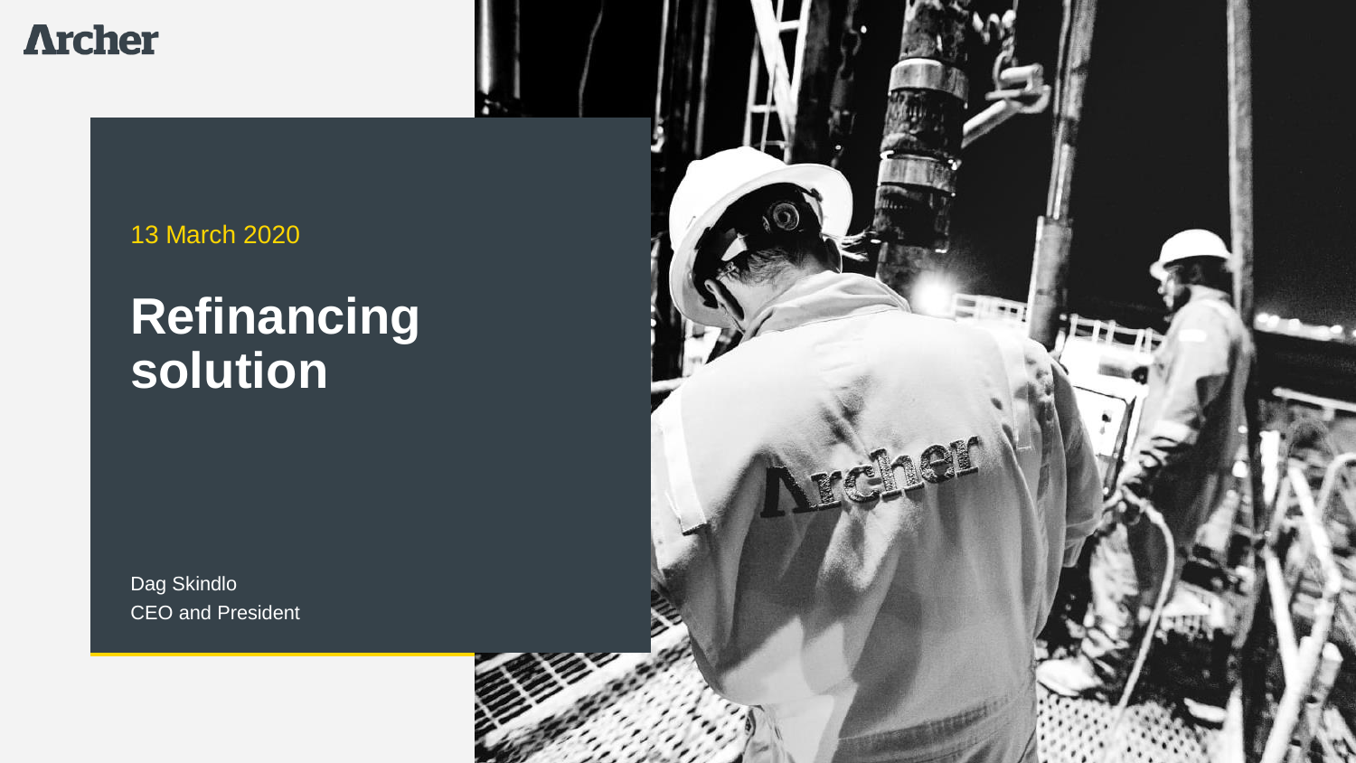Archer

13 March 2020

# Refinancing solution

Dag Skindlo
CEO and President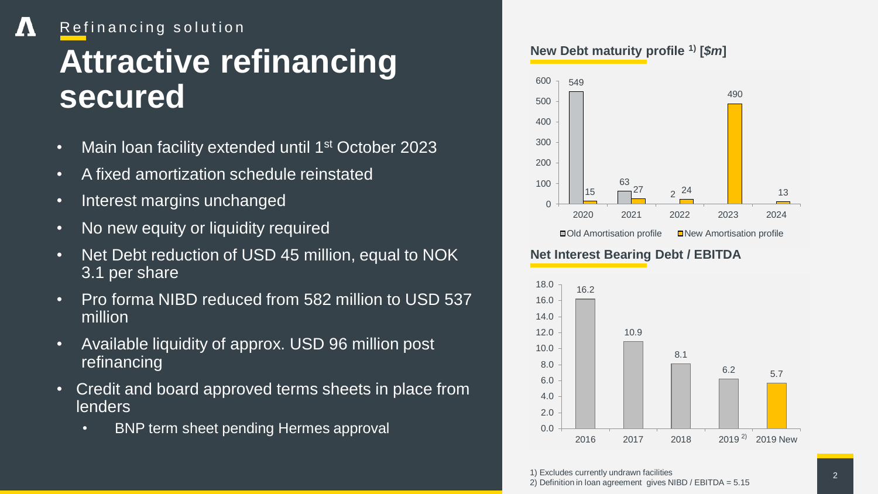Refinancing solution

# Attractive refinancing secured

- Main loan facility extended until 1st October 2023
- A fixed amortization schedule reinstated
- Interest margins unchanged
- No new equity or liquidity required
- Net Debt reduction of USD 45 million, equal to NOK 3.1 per share
- Pro forma NIBD reduced from 582 million to USD 537 million
- Available liquidity of approx. USD 96 million post refinancing
- Credit and board approved terms sheets in place from lenders
  - BNP term sheet pending Hermes approval

**New Debt maturity profile [1] [$m]**

| | 2020 | 2021 | 2022 | 2023 | 2024 |
|---|---|---|---|---|---|
| Old Amortisation profile | 549 | 63 | 2 | | |
| New Amortisation profile | 15 | 27 | 24 | 490 | 13 |

**Net Interest Bearing Debt / EBITDA**

| 2016 | 2017 | 2018 | 2019 [2] | 2019 New |
|---|---|---|---|---|
| 16.2 | 10.9 | 8.1 | 6.2 | 5.7 |

1) Excludes currently undrawn facilities
2) Definition in loan agreement gives NIBD / EBITDA = 5.15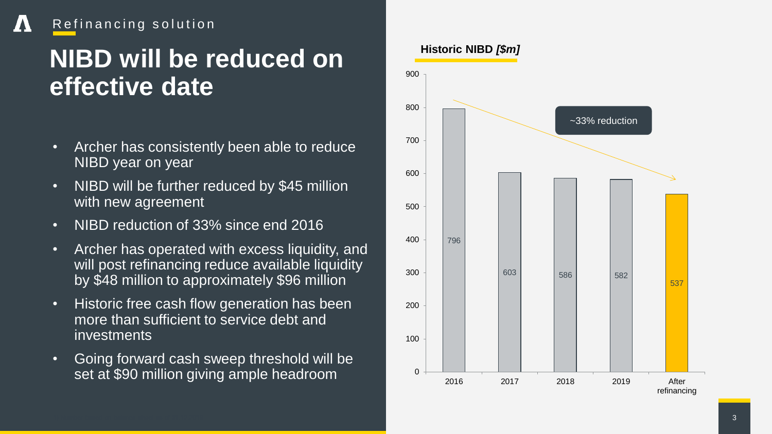Refinancing solution

# NIBD will be reduced on effective date

- Archer has consistently been able to reduce NIBD year on year
- NIBD will be further reduced by $45 million with new agreement
- NIBD reduction of 33% since end 2016
- Archer has operated with excess liquidity, and will post refinancing reduce available liquidity by $48 million to approximately $96 million
- Historic free cash flow generation has been more than sufficient to service debt and investments
- Going forward cash sweep threshold will be set at $90 million giving ample headroom

**Historic NIBD** ***[$m]***

| | 2016 | 2017 | 2018 | 2019 | After refinancing |
|---|---|---|---|---|---|
| NIBD | 796 | 603 | 586 | 582 | 537 |

~33% reduction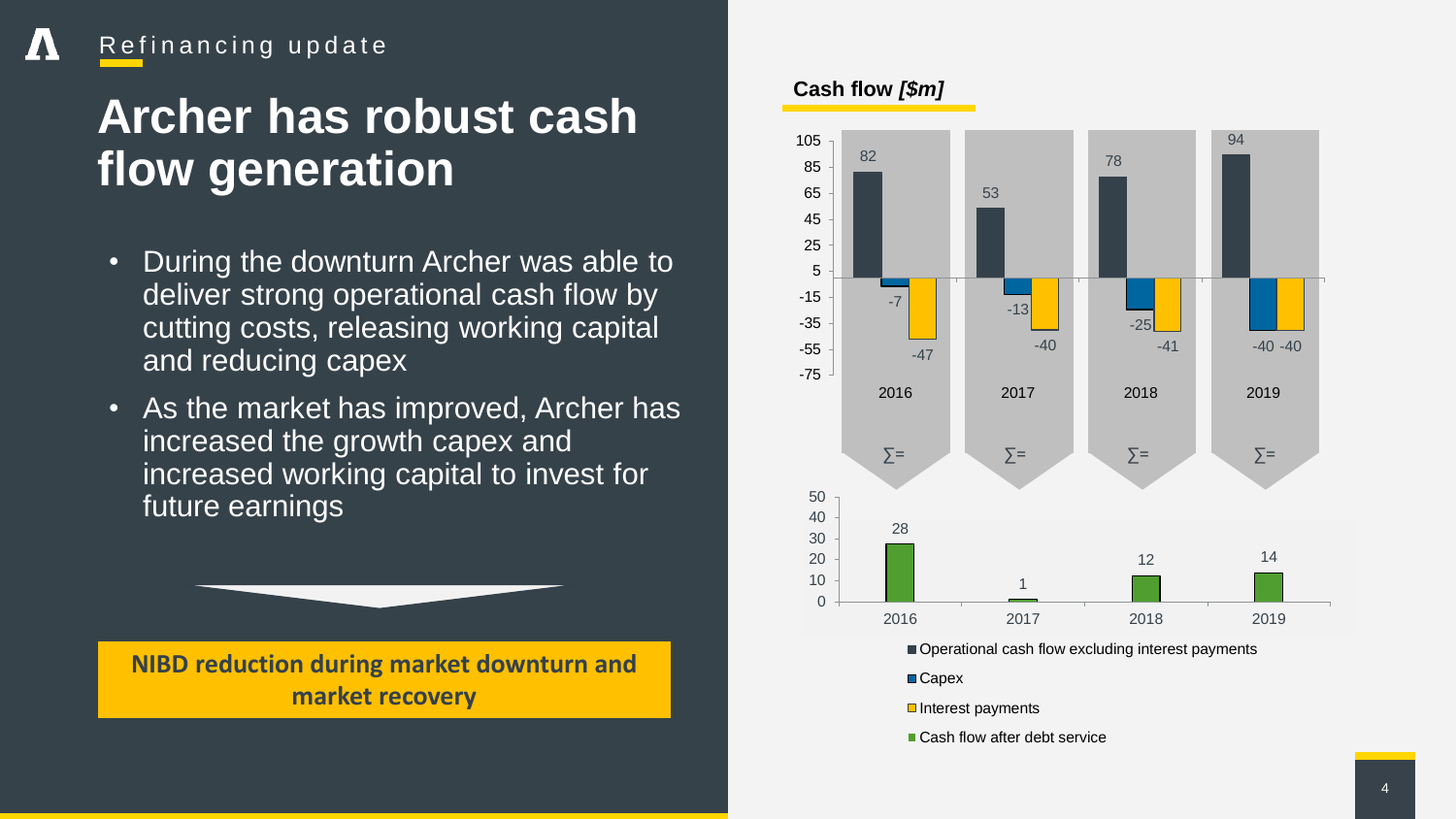Refinancing update

# Archer has robust cash flow generation

- During the downturn Archer was able to deliver strong operational cash flow by cutting costs, releasing working capital and reducing capex
- As the market has improved, Archer has increased the growth capex and increased working capital to invest for future earnings

**NIBD reduction during market downturn and market recovery**

**Cash flow *[$m]***

| | 2016 | 2017 | 2018 | 2019 |
|---|---|---|---|---|
| Operational cash flow excluding interest payments | 82 | 53 | 78 | 94 |
| Capex | -7 | -13 | -25 | -40 |
| Interest payments | -47 | -40 | -41 | -40 |
| ∑= Cash flow after debt service | 28 | 1 | 12 | 14 |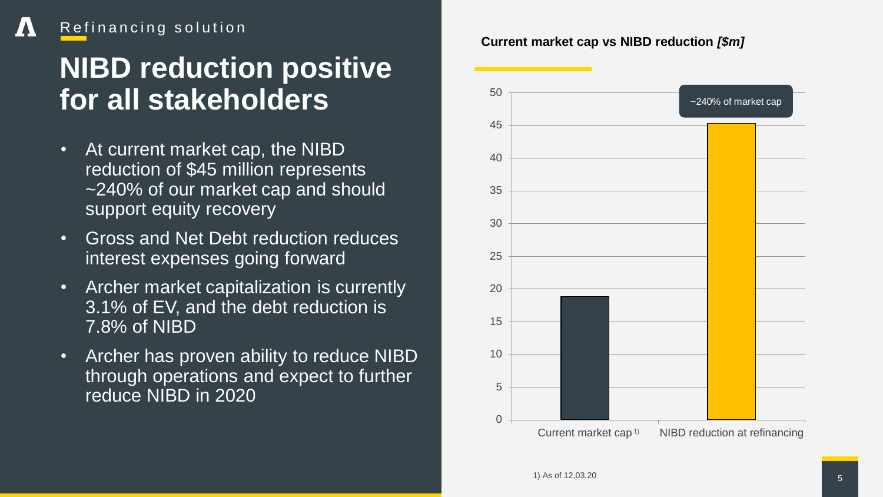Refinancing solution

# NIBD reduction positive for all stakeholders

- At current market cap, the NIBD reduction of $45 million represents ~240% of our market cap and should support equity recovery
- Gross and Net Debt reduction reduces interest expenses going forward
- Archer market capitalization is currently 3.1% of EV, and the debt reduction is 7.8% of NIBD
- Archer has proven ability to reduce NIBD through operations and expect to further reduce NIBD in 2020

**Current market cap vs NIBD reduction *[$m]***

| | Current market cap [1] | NIBD reduction at refinancing |
|---|---|---|
| $m | ~19 | ~45 (~240% of market cap) |

1) As of 12.03.20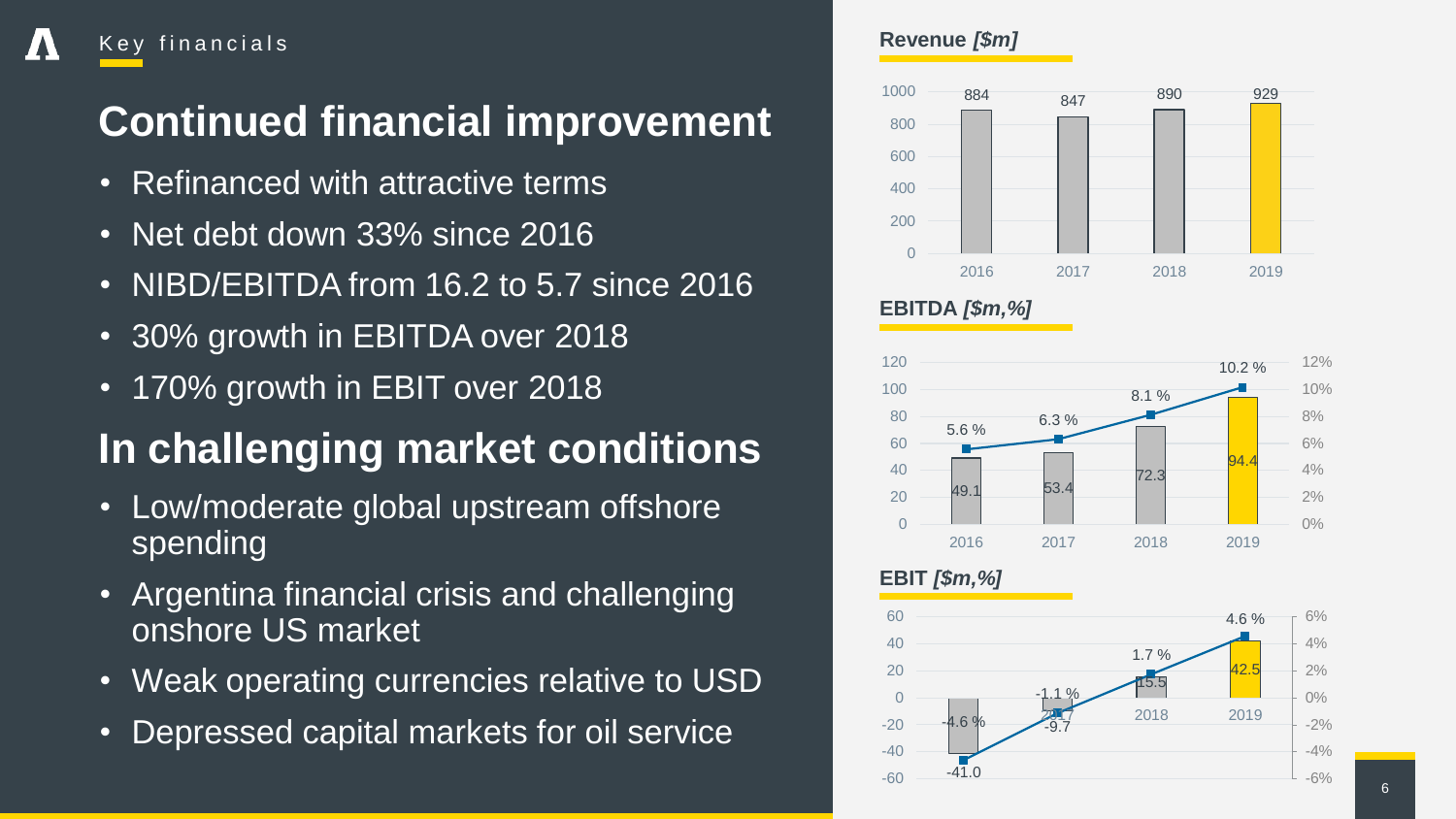Key financials

# Continued financial improvement

- Refinanced with attractive terms
- Net debt down 33% since 2016
- NIBD/EBITDA from 16.2 to 5.7 since 2016
- 30% growth in EBITDA over 2018
- 170% growth in EBIT over 2018

# In challenging market conditions

- Low/moderate global upstream offshore spending
- Argentina financial crisis and challenging onshore US market
- Weak operating currencies relative to USD
- Depressed capital markets for oil service

**Revenue** ***[$m]***

| Year | Revenue |
|---|---|
| 2016 | 884 |
| 2017 | 847 |
| 2018 | 890 |
| 2019 | 929 |

**EBITDA** ***[$m,%]***

| Year | EBITDA | Margin |
|---|---|---|
| 2016 | 49.1 | 5.6 % |
| 2017 | 53.4 | 6.3 % |
| 2018 | 72.3 | 8.1 % |
| 2019 | 94.4 | 10.2 % |

**EBIT** ***[$m,%]***

| Year | EBIT | Margin |
|---|---|---|
| 2016 | -41.0 | -4.6 % |
| 2017 | -9.7 | -1.1 % |
| 2018 | 15.5 | 1.7 % |
| 2019 | 42.5 | 4.6 % |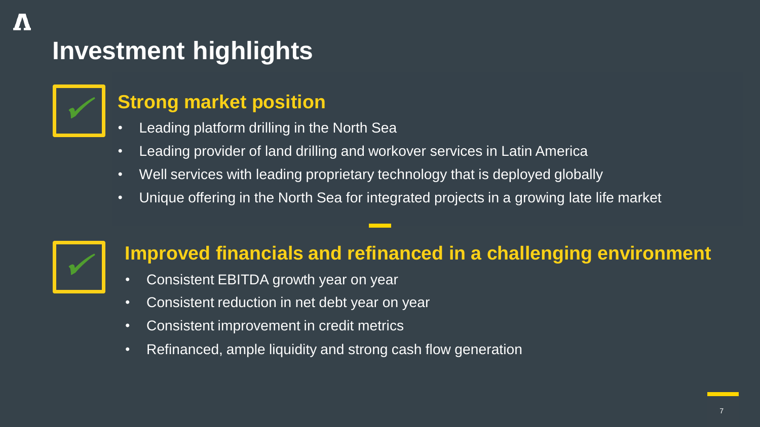# Investment highlights

## Strong market position

- Leading platform drilling in the North Sea
- Leading provider of land drilling and workover services in Latin America
- Well services with leading proprietary technology that is deployed globally
- Unique offering in the North Sea for integrated projects in a growing late life market

## Improved financials and refinanced in a challenging environment

- Consistent EBITDA growth year on year
- Consistent reduction in net debt year on year
- Consistent improvement in credit metrics
- Refinanced, ample liquidity and strong cash flow generation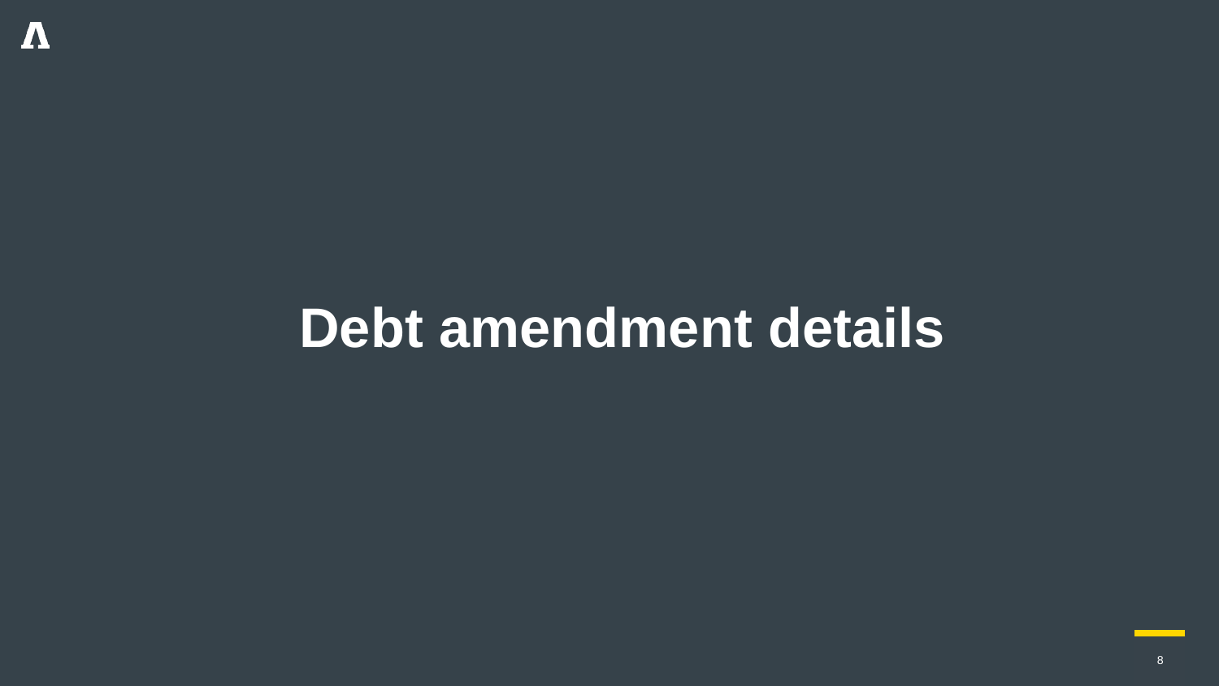# Debt amendment details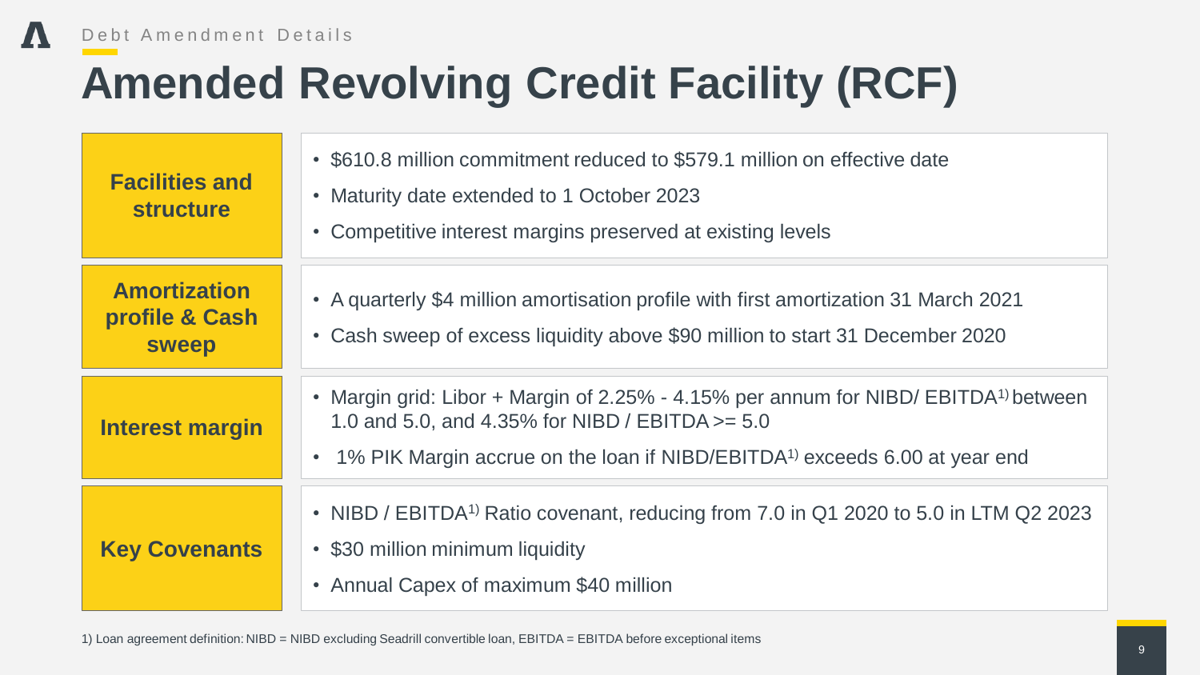Debt Amendment Details

# Amended Revolving Credit Facility (RCF)

| | |
|---|---|
| **Facilities and structure** | • $610.8 million commitment reduced to $579.1 million on effective date<br>• Maturity date extended to 1 October 2023<br>• Competitive interest margins preserved at existing levels |
| **Amortization profile & Cash sweep** | • A quarterly $4 million amortisation profile with first amortization 31 March 2021<br>• Cash sweep of excess liquidity above $90 million to start 31 December 2020 |
| **Interest margin** | • Margin grid: Libor + Margin of 2.25% - 4.15% per annum for NIBD/ EBITDA[1] between 1.0 and 5.0, and 4.35% for NIBD / EBITDA >= 5.0<br>• 1% PIK Margin accrue on the loan if NIBD/EBITDA[1] exceeds 6.00 at year end |
| **Key Covenants** | • NIBD / EBITDA[1] Ratio covenant, reducing from 7.0 in Q1 2020 to 5.0 in LTM Q2 2023<br>• $30 million minimum liquidity<br>• Annual Capex of maximum $40 million |

1) Loan agreement definition: NIBD = NIBD excluding Seadrill convertible loan, EBITDA = EBITDA before exceptional items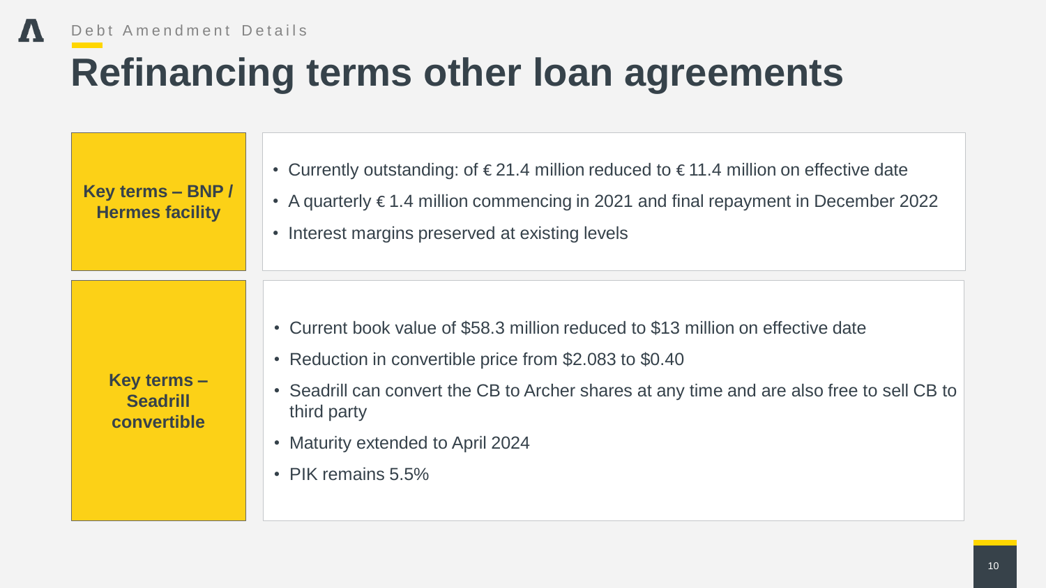Debt Amendment Details

# Refinancing terms other loan agreements

**Key terms – BNP / Hermes facility**

- Currently outstanding: of € 21.4 million reduced to € 11.4 million on effective date
- A quarterly € 1.4 million commencing in 2021 and final repayment in December 2022
- Interest margins preserved at existing levels

**Key terms – Seadrill convertible**

- Current book value of $58.3 million reduced to $13 million on effective date
- Reduction in convertible price from $2.083 to $0.40
- Seadrill can convert the CB to Archer shares at any time and are also free to sell CB to third party
- Maturity extended to April 2024
- PIK remains 5.5%